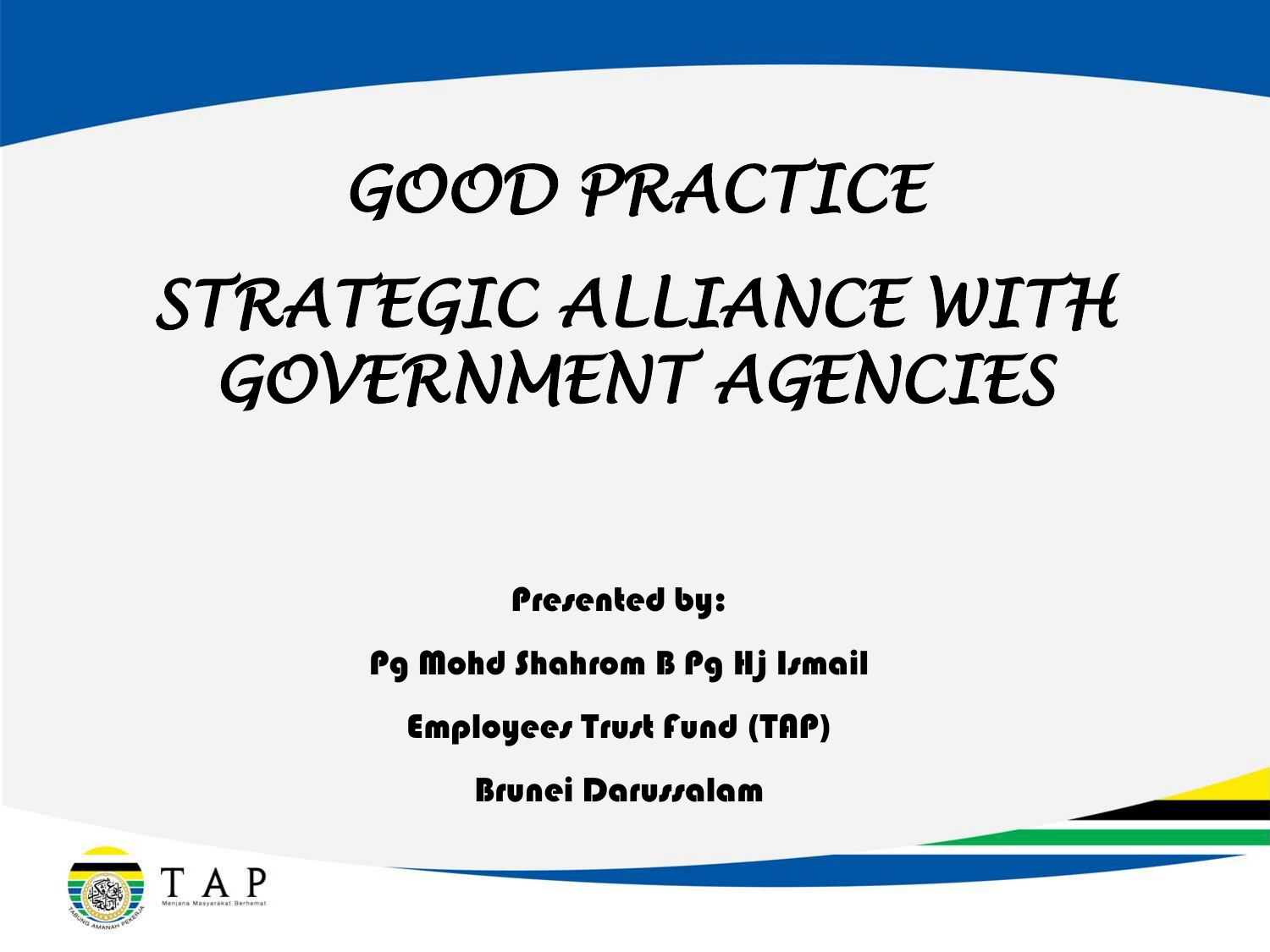# *GOOD PRACTICE*

# *STRATEGIC ALLIANCE WITH GOVERNMENT AGENCIES*

**Presented by:**

**Pg Mohd Shahrom B Pg Hj Ismail**

**Employees Trust Fund (TAP)**

**Brunei Darussalam**

TAP

Menjana Masyarakat Berhemat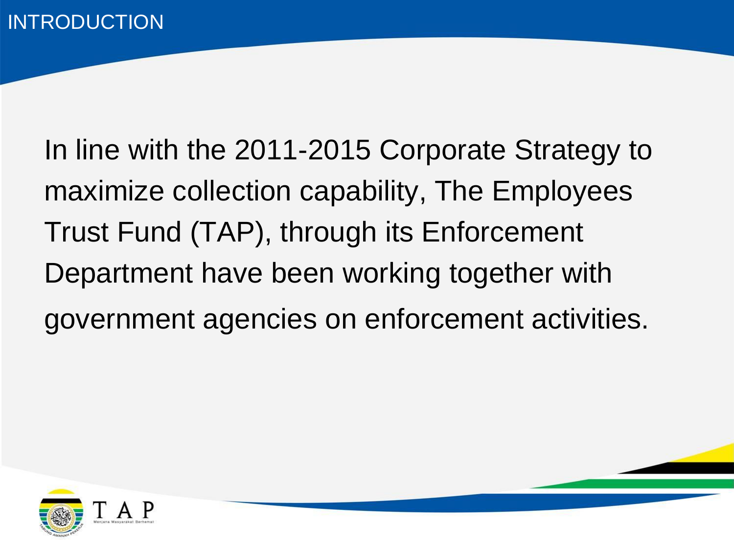# INTRODUCTION

In line with the 2011-2015 Corporate Strategy to maximize collection capability, The Employees Trust Fund (TAP), through its Enforcement Department have been working together with government agencies on enforcement activities.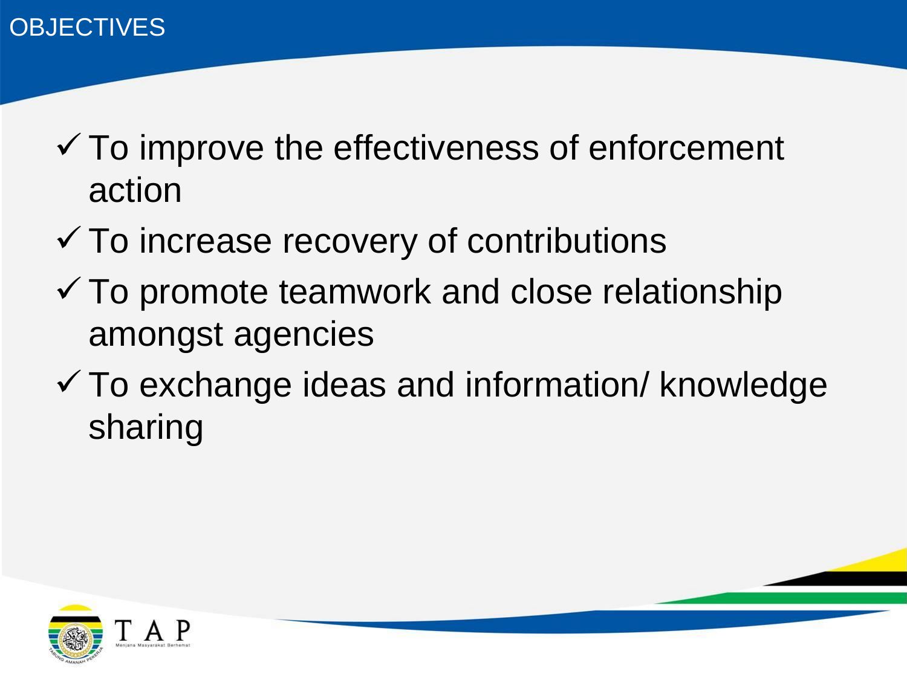# OBJECTIVES

- ✓ To improve the effectiveness of enforcement action
- ✓ To increase recovery of contributions
- ✓ To promote teamwork and close relationship amongst agencies
- ✓ To exchange ideas and information/ knowledge sharing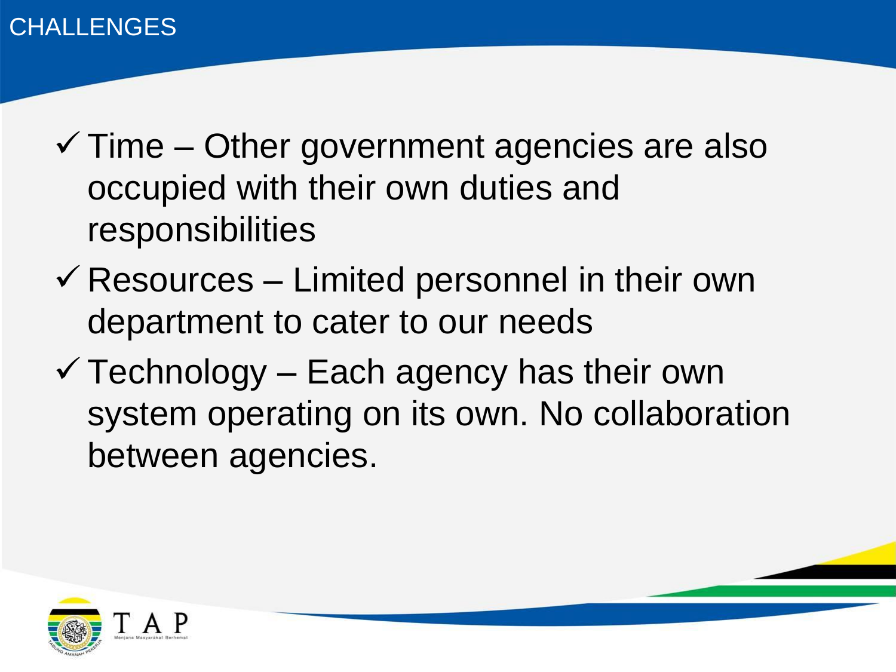# CHALLENGES

- ✓ Time – Other government agencies are also occupied with their own duties and responsibilities
- ✓ Resources – Limited personnel in their own department to cater to our needs
- ✓ Technology – Each agency has their own system operating on its own. No collaboration between agencies.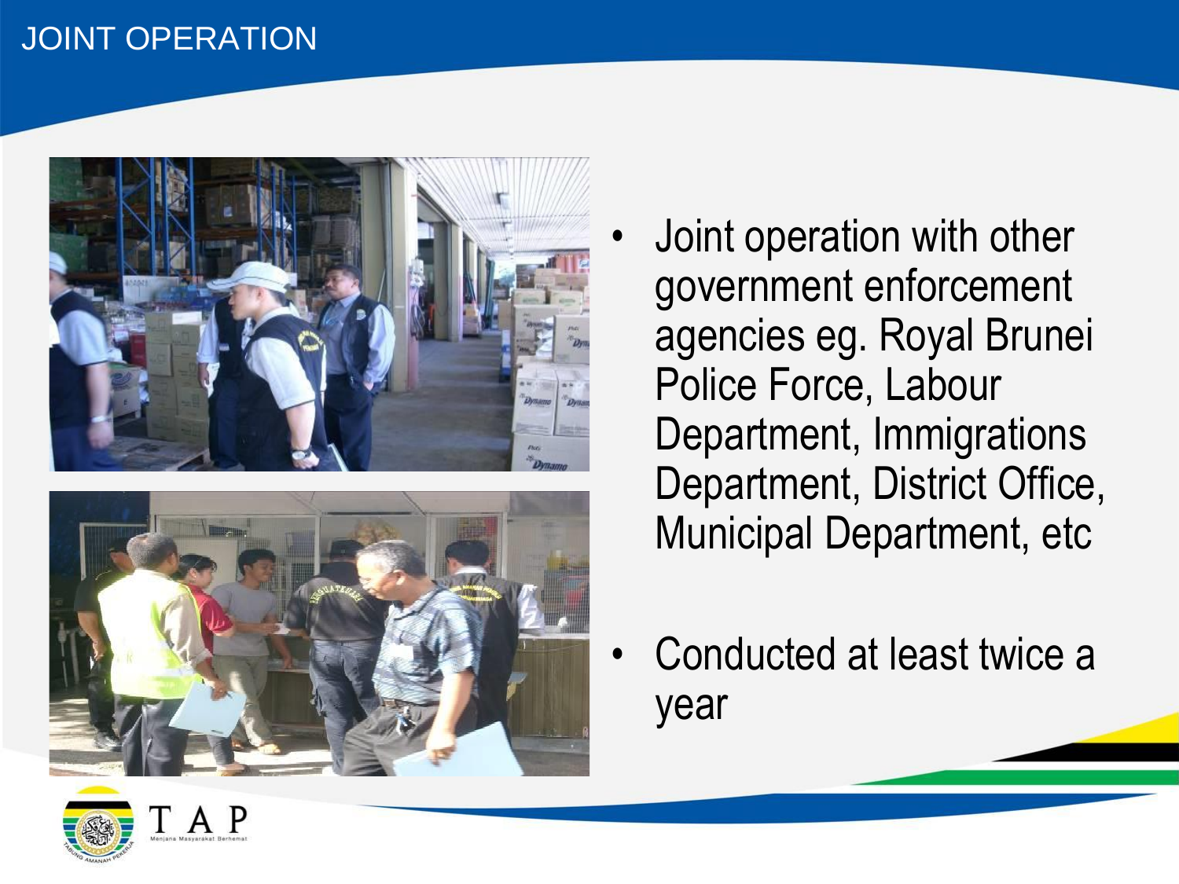# JOINT OPERATION

- Joint operation with other government enforcement agencies eg. Royal Brunei Police Force, Labour Department, Immigrations Department, District Office, Municipal Department, etc
- Conducted at least twice a year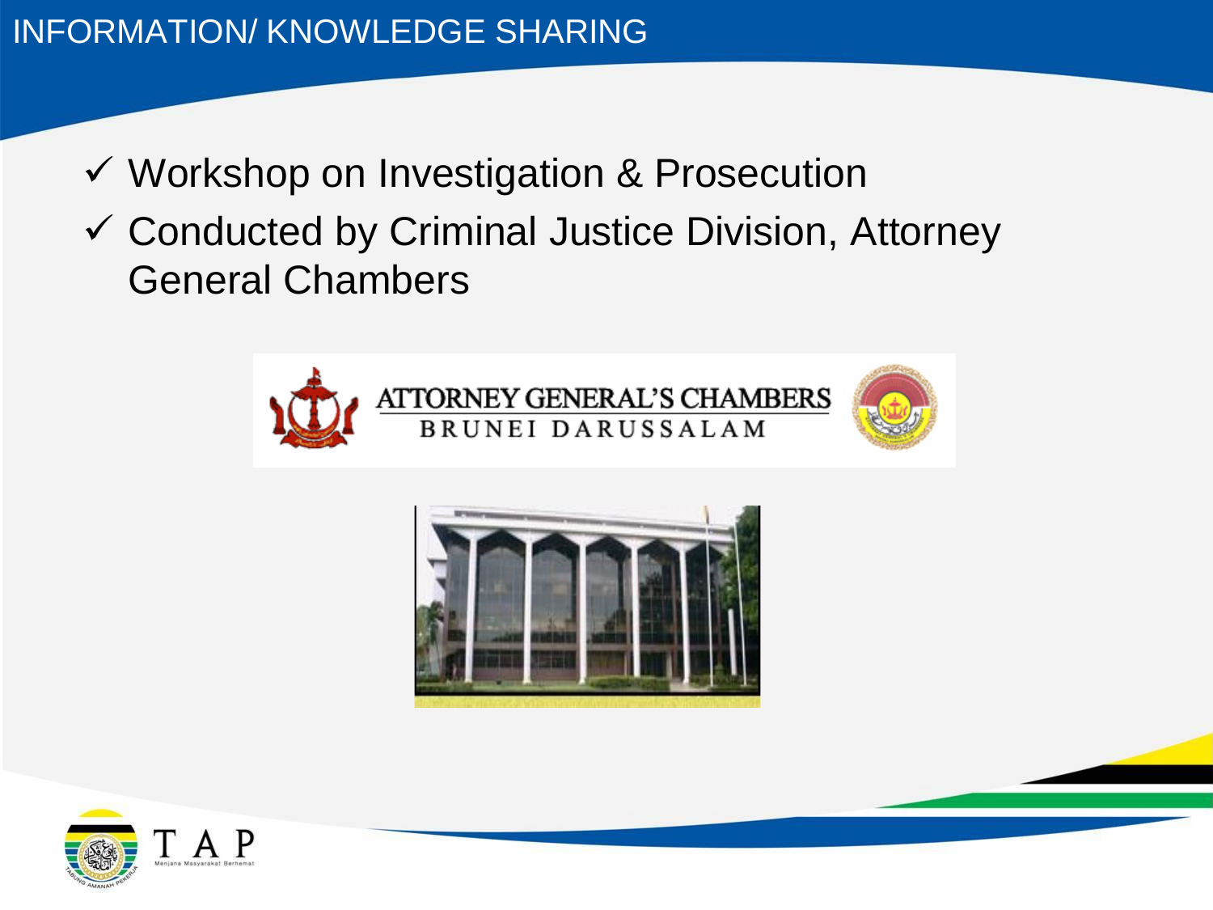# INFORMATION/ KNOWLEDGE SHARING

- ✓ Workshop on Investigation & Prosecution
- ✓ Conducted by Criminal Justice Division, Attorney General Chambers

ATTORNEY GENERAL'S CHAMBERS
BRUNEI DARUSSALAM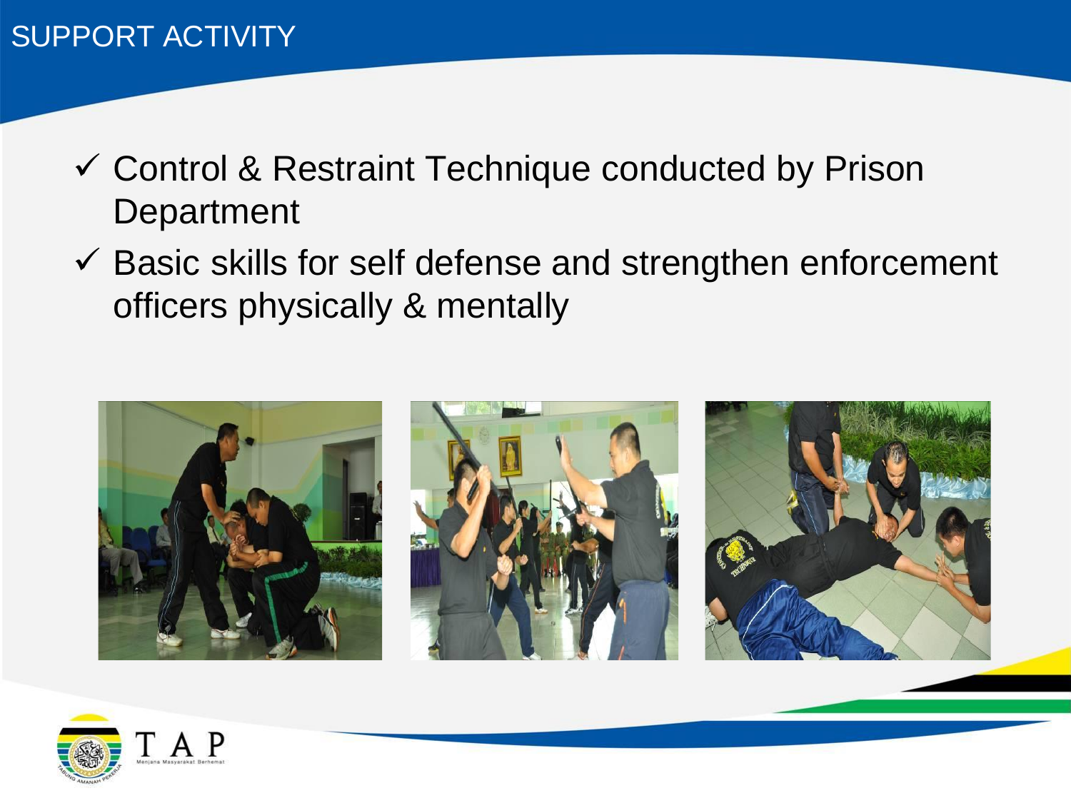# SUPPORT ACTIVITY

- ✓ Control & Restraint Technique conducted by Prison Department
- ✓ Basic skills for self defense and strengthen enforcement officers physically & mentally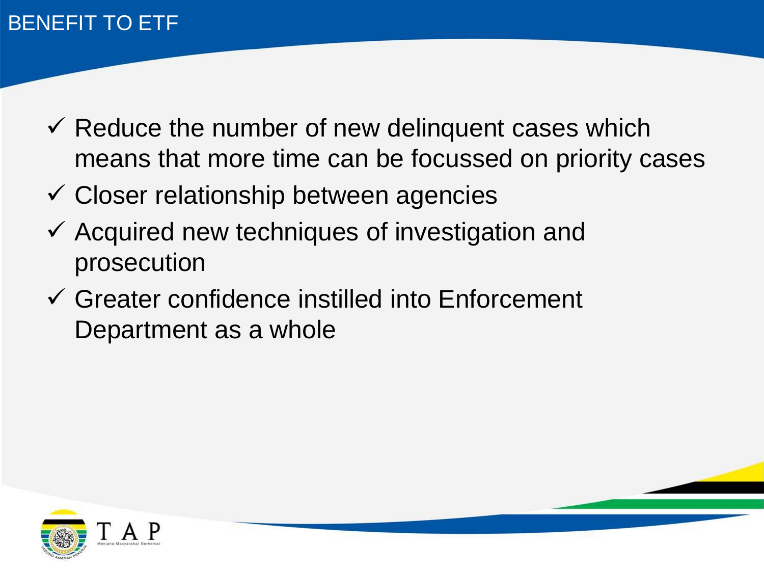# BENEFIT TO ETF

- ✓ Reduce the number of new delinquent cases which means that more time can be focussed on priority cases
- ✓ Closer relationship between agencies
- ✓ Acquired new techniques of investigation and prosecution
- ✓ Greater confidence instilled into Enforcement Department as a whole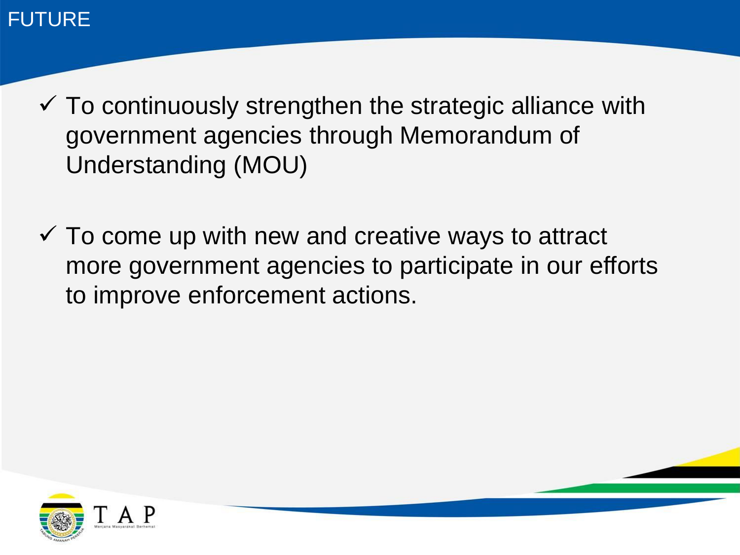# FUTURE

- ✓ To continuously strengthen the strategic alliance with government agencies through Memorandum of Understanding (MOU)
- ✓ To come up with new and creative ways to attract more government agencies to participate in our efforts to improve enforcement actions.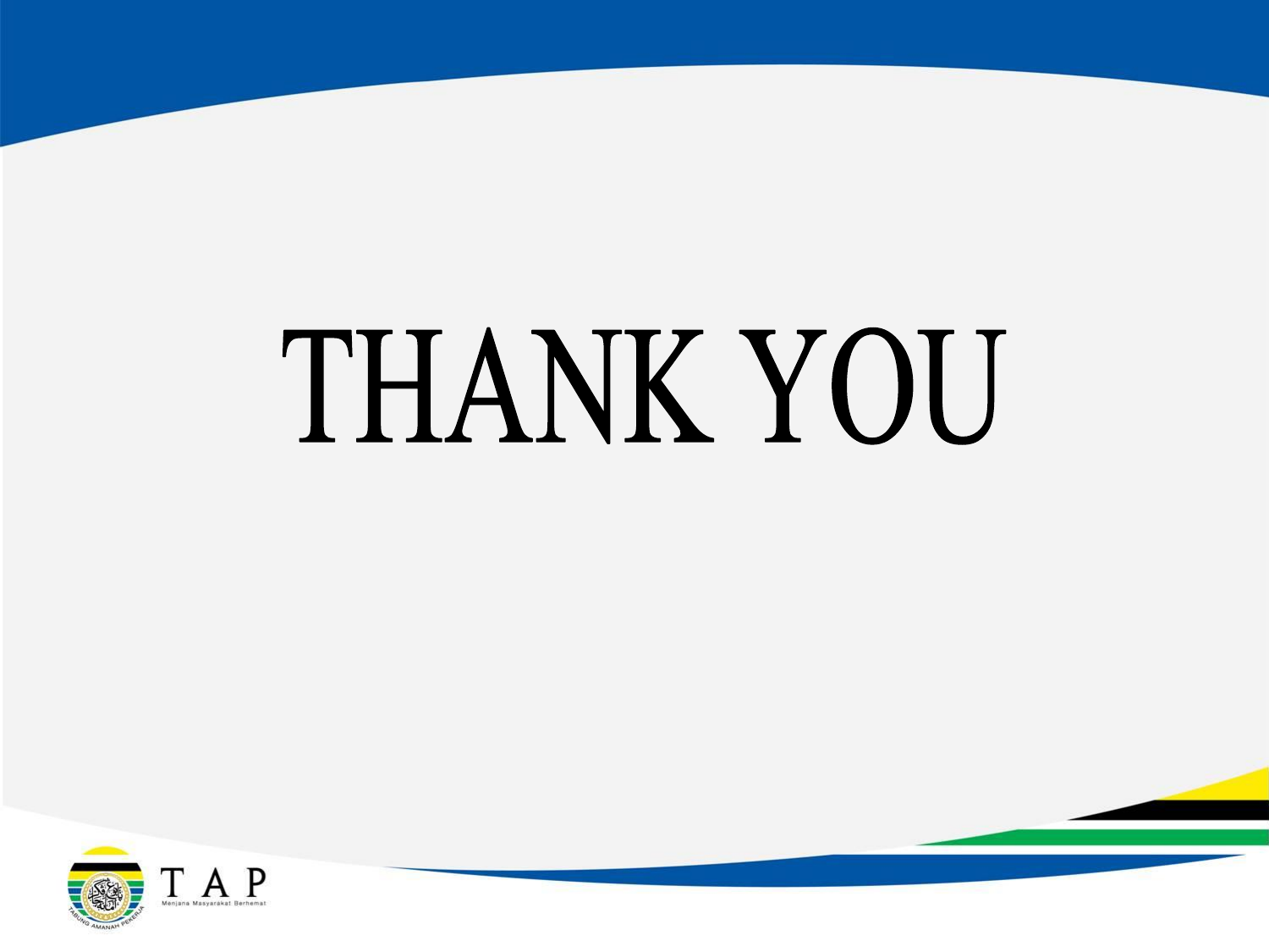# THANK YOU